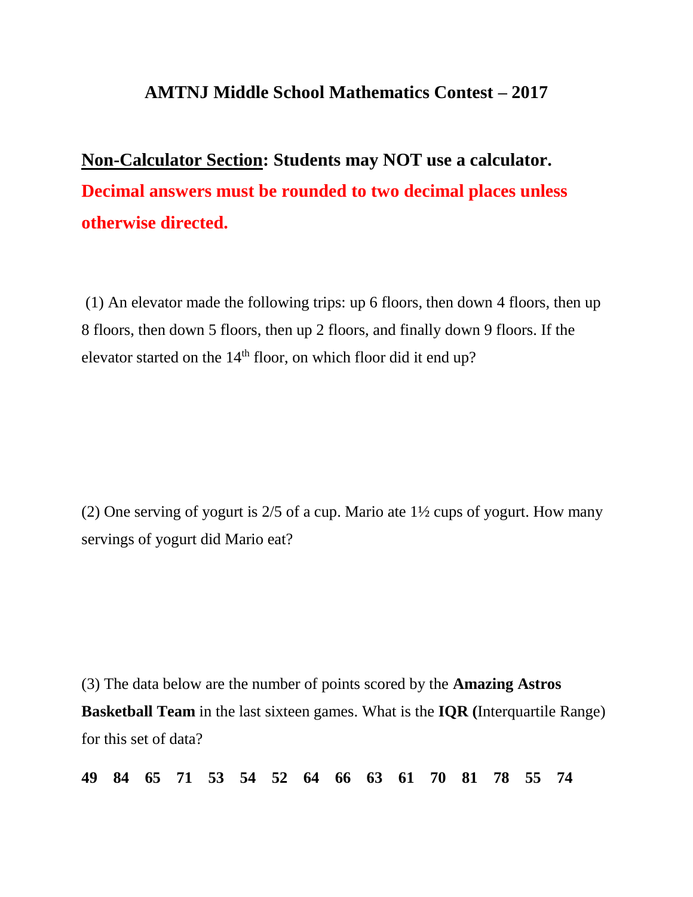# AMTNJ Middle School Mathematics Contest – 2017

**Non-Calculator Section: Students may NOT use a calculator.**

**Decimal answers must be rounded to two decimal places unless otherwise directed.**

(1) An elevator made the following trips: up 6 floors, then down 4 floors, then up 8 floors, then down 5 floors, then up 2 floors, and finally down 9 floors. If the elevator started on the $14^{th}$ floor, on which floor did it end up?

(2) One serving of yogurt is 2/5 of a cup. Mario ate 1½ cups of yogurt. How many servings of yogurt did Mario eat?

(3) The data below are the number of points scored by the **Amazing Astros Basketball Team** in the last sixteen games. What is the **IQR (**Interquartile Range) for this set of data?

**49 84 65 71 53 54 52 64 66 63 61 70 81 78 55 74**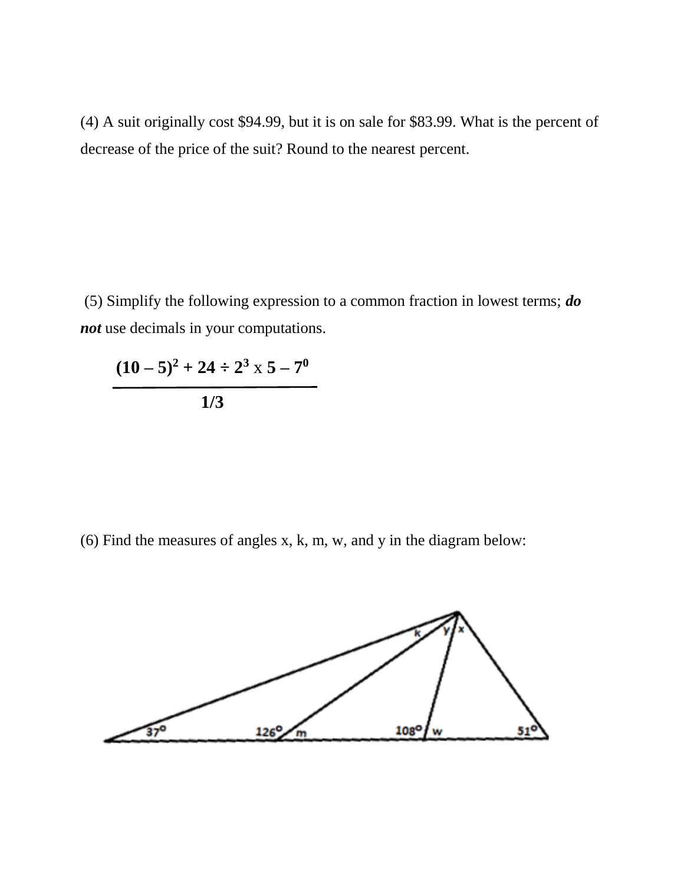(4) A suit originally cost \$94.99, but it is on sale for \$83.99. What is the percent of decrease of the price of the suit? Round to the nearest percent.

(5) Simplify the following expression to a common fraction in lowest terms; ***do not*** use decimals in your computations.

$$\frac{\mathbf{(10 - 5)^2 + 24 \div 2^3 \times 5 - 7^0}}{\mathbf{1/3}}$$

(6) Find the measures of angles x, k, m, w, and y in the diagram below: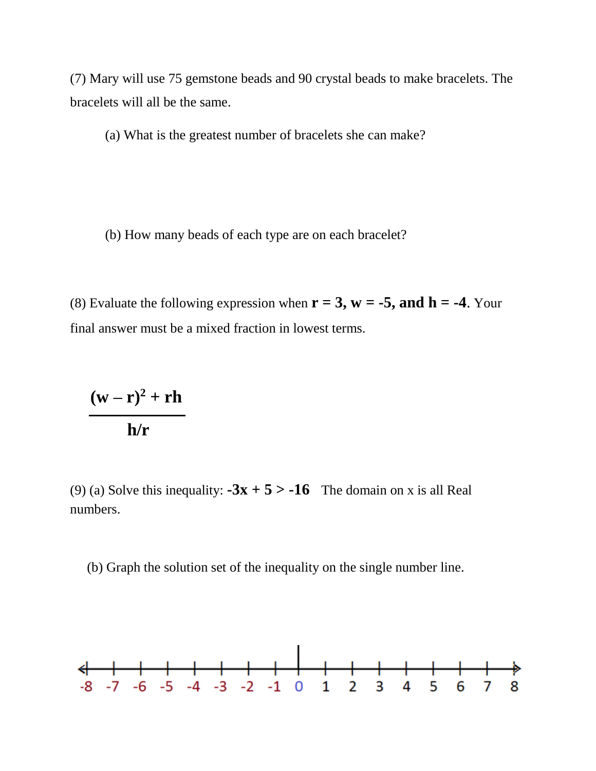(7) Mary will use 75 gemstone beads and 90 crystal beads to make bracelets. The bracelets will all be the same.

(a) What is the greatest number of bracelets she can make?

(b) How many beads of each type are on each bracelet?

(8) Evaluate the following expression when **r = 3, w = -5, and h = -4**. Your final answer must be a mixed fraction in lowest terms.

$$\frac{(w - r)^2 + rh}{h/r}$$

(9) (a) Solve this inequality: $-3x + 5 > -16$ The domain on x is all Real numbers.

(b) Graph the solution set of the inequality on the single number line.

-8 -7 -6 -5 -4 -3 -2 -1 0 1 2 3 4 5 6 7 8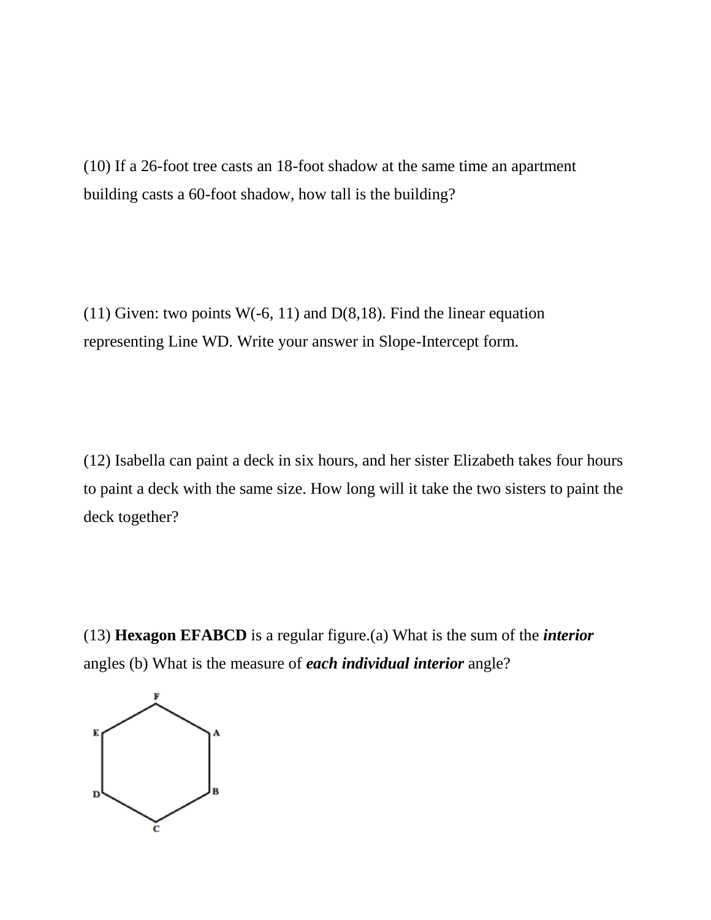(10) If a 26-foot tree casts an 18-foot shadow at the same time an apartment building casts a 60-foot shadow, how tall is the building?

(11) Given: two points W(-6, 11) and D(8,18). Find the linear equation representing Line WD. Write your answer in Slope-Intercept form.

(12) Isabella can paint a deck in six hours, and her sister Elizabeth takes four hours to paint a deck with the same size. How long will it take the two sisters to paint the deck together?

(13) **Hexagon EFABCD** is a regular figure.(a) What is the sum of the ***interior*** angles (b) What is the measure of ***each individual interior*** angle?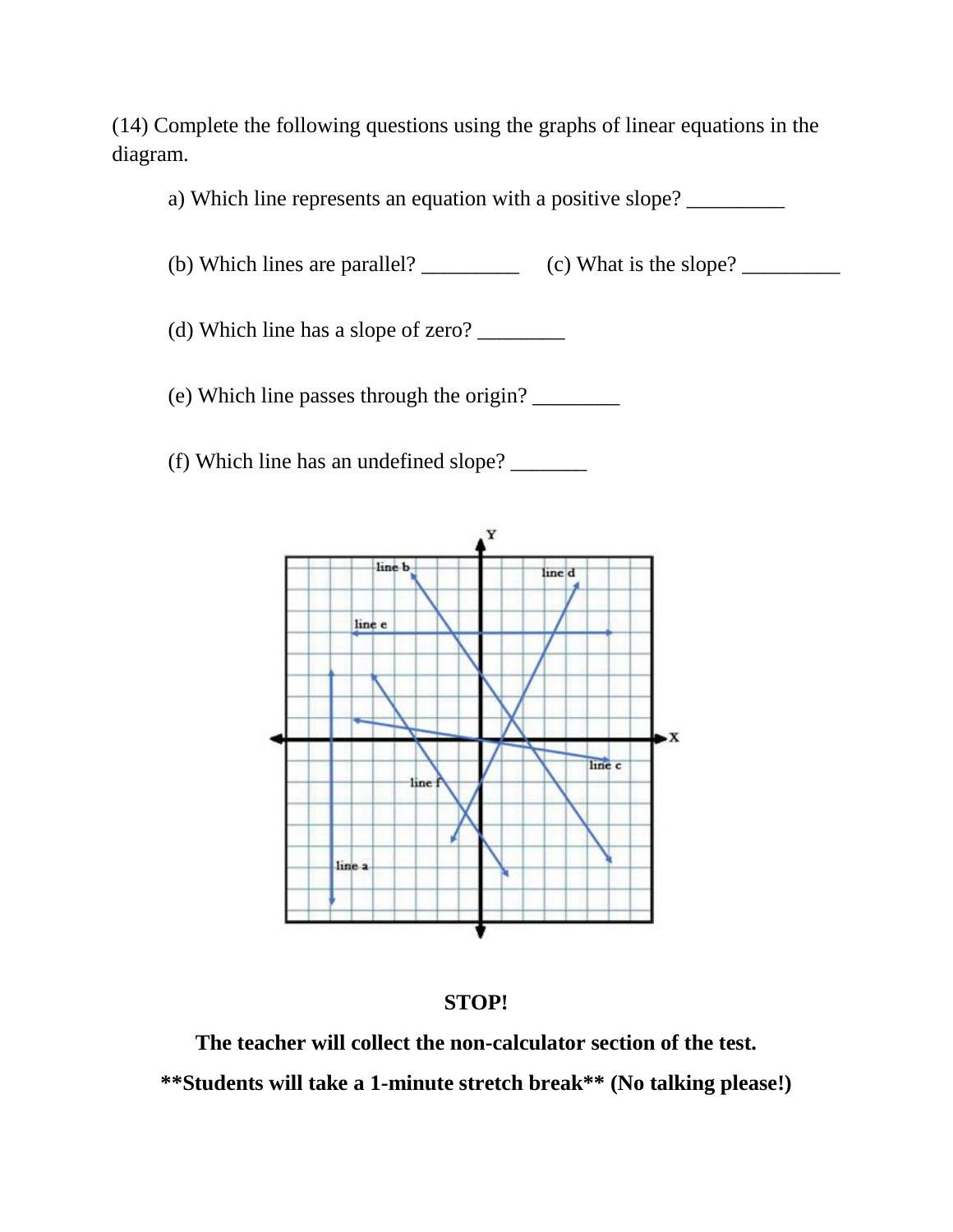(14) Complete the following questions using the graphs of linear equations in the diagram.

a) Which line represents an equation with a positive slope? _________

(b) Which lines are parallel? _________ (c) What is the slope? _________

(d) Which line has a slope of zero? ________

(e) Which line passes through the origin? ________

(f) Which line has an undefined slope? _______

line b, line d, line e, line c, line f, line a

**STOP!**

**The teacher will collect the non-calculator section of the test.**

**\*\*Students will take a 1-minute stretch break\*\* (No talking please!)**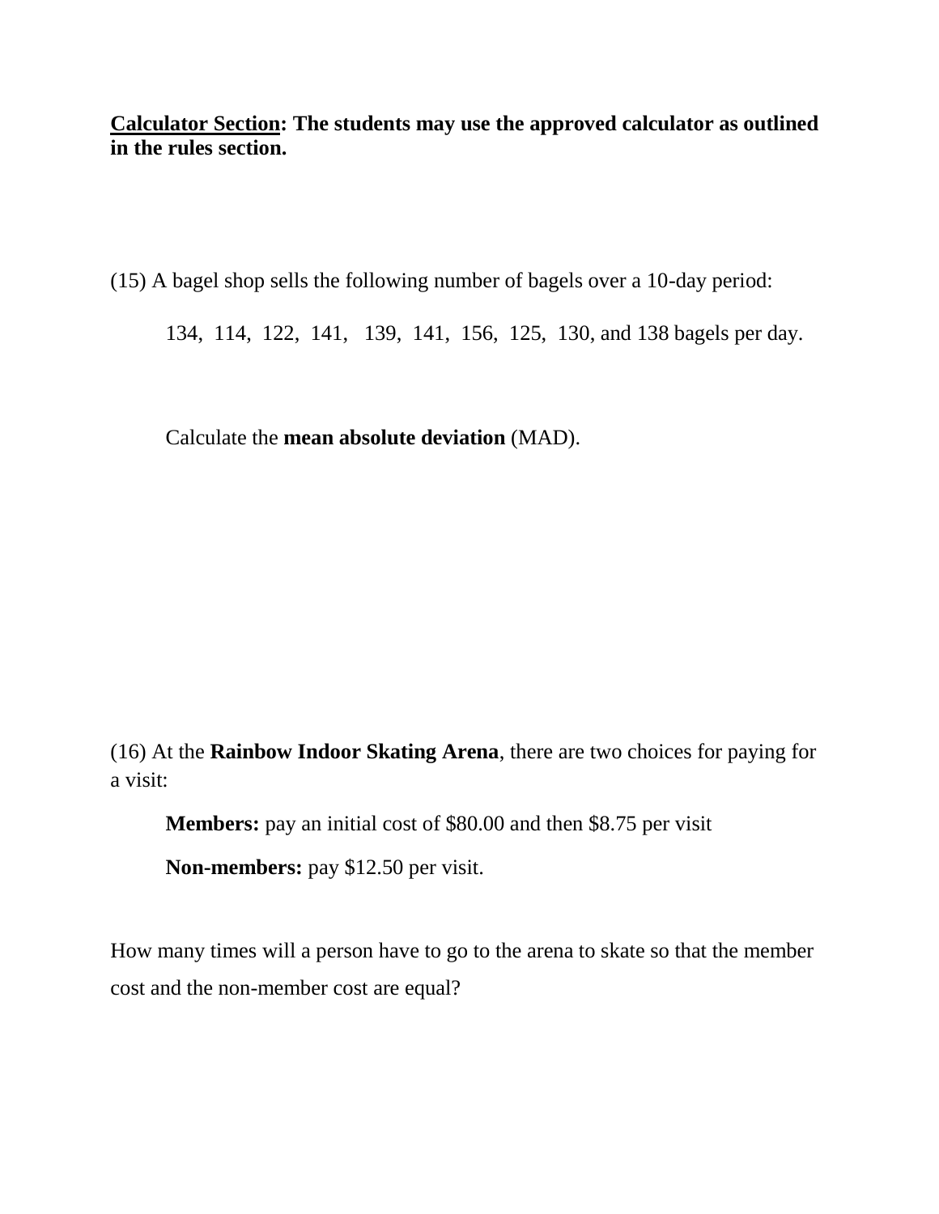**<u>Calculator Section</u>: The students may use the approved calculator as outlined in the rules section.**

(15) A bagel shop sells the following number of bagels over a 10-day period:

134, 114, 122, 141, 139, 141, 156, 125, 130, and 138 bagels per day.

Calculate the **mean absolute deviation** (MAD).

(16) At the **Rainbow Indoor Skating Arena**, there are two choices for paying for a visit:

**Members:** pay an initial cost of $80.00 and then $8.75 per visit

**Non-members:** pay $12.50 per visit.

How many times will a person have to go to the arena to skate so that the member cost and the non-member cost are equal?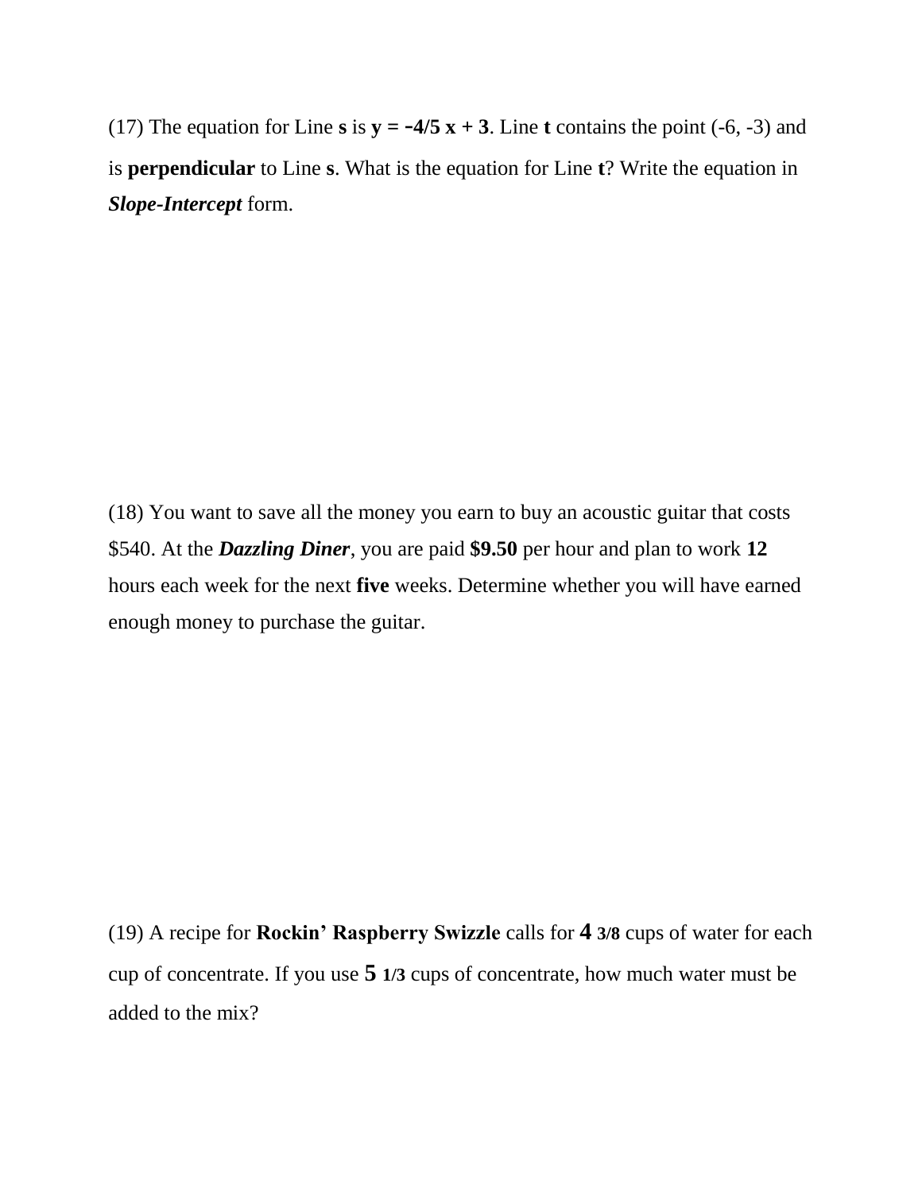(17) The equation for Line **s** is **$y = -4/5\ x + 3$**. Line **t** contains the point (-6, -3) and is **perpendicular** to Line **s**. What is the equation for Line **t**? Write the equation in ***Slope-Intercept*** form.

(18) You want to save all the money you earn to buy an acoustic guitar that costs $540. At the ***Dazzling Diner***, you are paid **$9.50** per hour and plan to work **12** hours each week for the next **five** weeks. Determine whether you will have earned enough money to purchase the guitar.

(19) A recipe for **Rockin' Raspberry Swizzle** calls for **4 3/8** cups of water for each cup of concentrate. If you use **5 1/3** cups of concentrate, how much water must be added to the mix?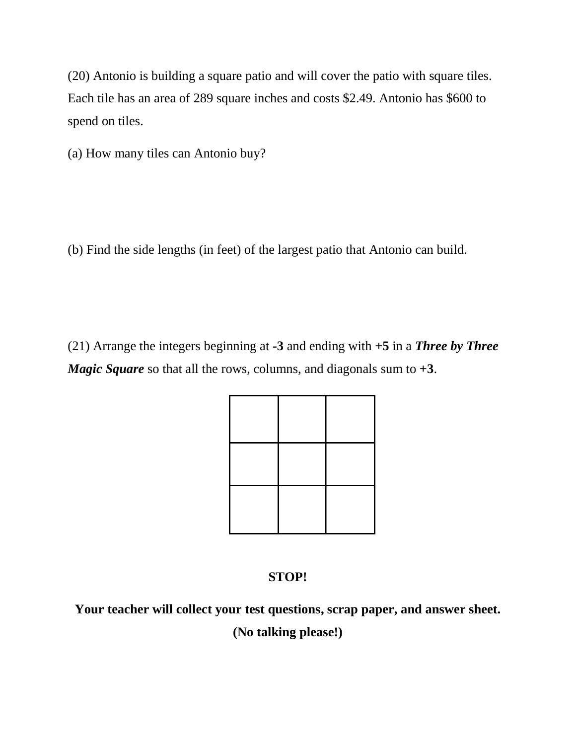(20) Antonio is building a square patio and will cover the patio with square tiles. Each tile has an area of 289 square inches and costs $2.49. Antonio has $600 to spend on tiles.

(a) How many tiles can Antonio buy?

(b) Find the side lengths (in feet) of the largest patio that Antonio can build.

(21) Arrange the integers beginning at **-3** and ending with **+5** in a ***Three by Three Magic Square*** so that all the rows, columns, and diagonals sum to **+3**.

| | | |
|---|---|---|
| | | |
| | | |
| | | |

**STOP!**

**Your teacher will collect your test questions, scrap paper, and answer sheet. (No talking please!)**